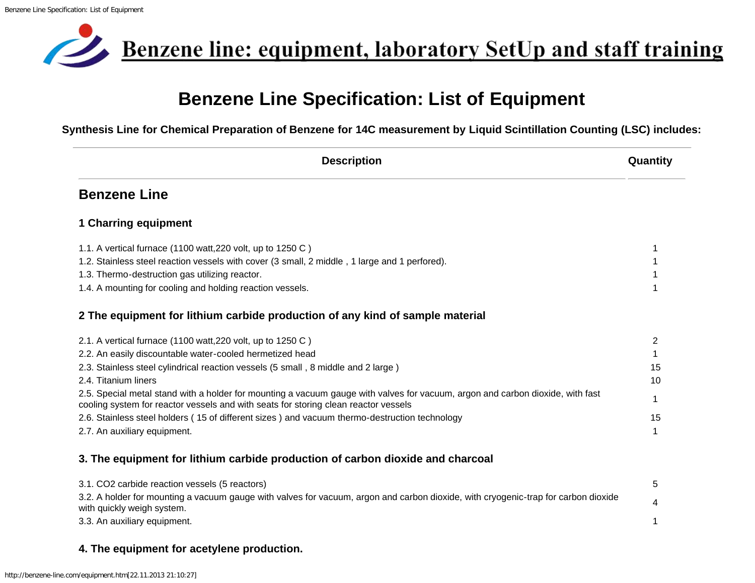# Benzene line: equipment, laboratory SetUp and staff training

## Benzene Line Specification: List of Equipment

**Synthesis Line for Chemical Preparation of Benzene for 14C measurement by Liquid Scintillation Counting (LSC) includes:**

| Description | Quantity |
|---|---|
| **Benzene Line** | |
| **1 Charring equipment** | |
| 1.1. A vertical furnace (1100 watt,220 volt, up to 1250 C ) | 1 |
| 1.2. Stainless steel reaction vessels with cover (3 small, 2 middle , 1 large and 1 perfored). | 1 |
| 1.3. Thermo-destruction gas utilizing reactor. | 1 |
| 1.4. A mounting for cooling and holding reaction vessels. | 1 |
| **2 The equipment for lithium carbide production of any kind of sample material** | |
| 2.1. A vertical furnace (1100 watt,220 volt, up to 1250 C ) | 2 |
| 2.2. An easily discountable water-cooled hermetized head | 1 |
| 2.3. Stainless steel cylindrical reaction vessels (5 small , 8 middle and 2 large ) | 15 |
| 2.4. Titanium liners | 10 |
| 2.5. Special metal stand with a holder for mounting a vacuum gauge with valves for vacuum, argon and carbon dioxide, with fast cooling system for reactor vessels and with seats for storing clean reactor vessels | 1 |
| 2.6. Stainless steel holders ( 15 of different sizes ) and vacuum thermo-destruction technology | 15 |
| 2.7. An auxiliary equipment. | 1 |
| **3. The equipment for lithium carbide production of carbon dioxide and charcoal** | |
| 3.1. CO2 carbide reaction vessels (5 reactors) | 5 |
| 3.2. A holder for mounting a vacuum gauge with valves for vacuum, argon and carbon dioxide, with cryogenic-trap for carbon dioxide with quickly weigh system. | 4 |
| 3.3. An auxiliary equipment. | 1 |
| **4. The equipment for acetylene production.** | |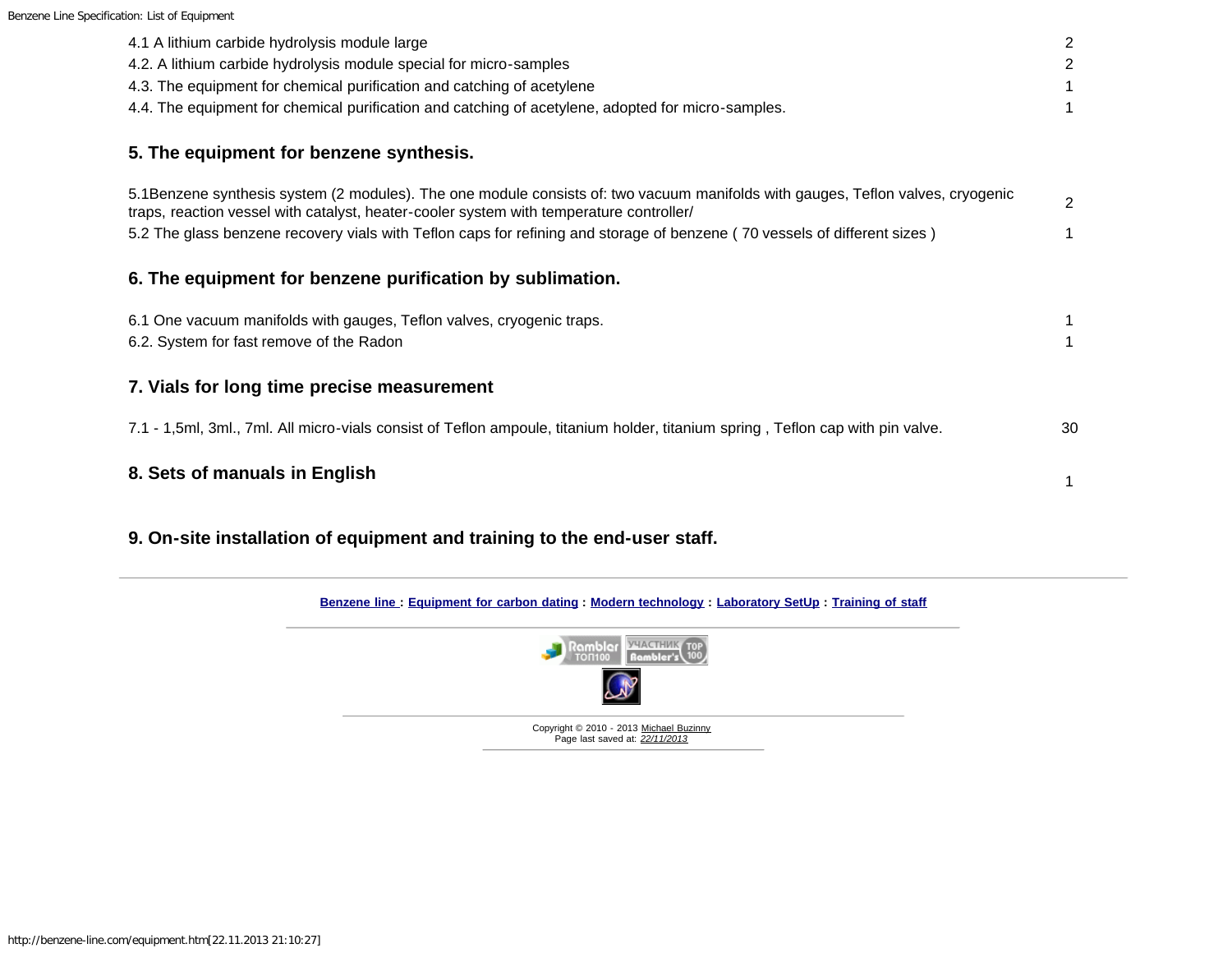| | |
|---|---|
| 4.1 A lithium carbide hydrolysis module large | 2 |
| 4.2. A lithium carbide hydrolysis module special for micro-samples | 2 |
| 4.3. The equipment for chemical purification and catching of acetylene | 1 |
| 4.4. The equipment for chemical purification and catching of acetylene, adopted for micro-samples. | 1 |

### 5. The equipment for benzene synthesis.

| | |
|---|---|
| 5.1Benzene synthesis system (2 modules). The one module consists of: two vacuum manifolds with gauges, Teflon valves, cryogenic traps, reaction vessel with catalyst, heater-cooler system with temperature controller/ | 2 |
| 5.2 The glass benzene recovery vials with Teflon caps for refining and storage of benzene ( 70 vessels of different sizes ) | 1 |

### 6. The equipment for benzene purification by sublimation.

| | |
|---|---|
| 6.1 One vacuum manifolds with gauges, Teflon valves, cryogenic traps. | 1 |
| 6.2. System for fast remove of the Radon | 1 |

### 7. Vials for long time precise measurement

| | |
|---|---|
| 7.1 - 1,5ml, 3ml., 7ml. All micro-vials consist of Teflon ampoule, titanium holder, titanium spring , Teflon cap with pin valve. | 30 |

### 8. Sets of manuals in English

1

### 9. On-site installation of equipment and training to the end-user staff.

---

**Benzene line : Equipment for carbon dating : Modern technology : Laboratory SetUp : Training of staff**

Copyright © 2010 - 2013 Michael Buzinny
Page last saved at: *22/11/2013*